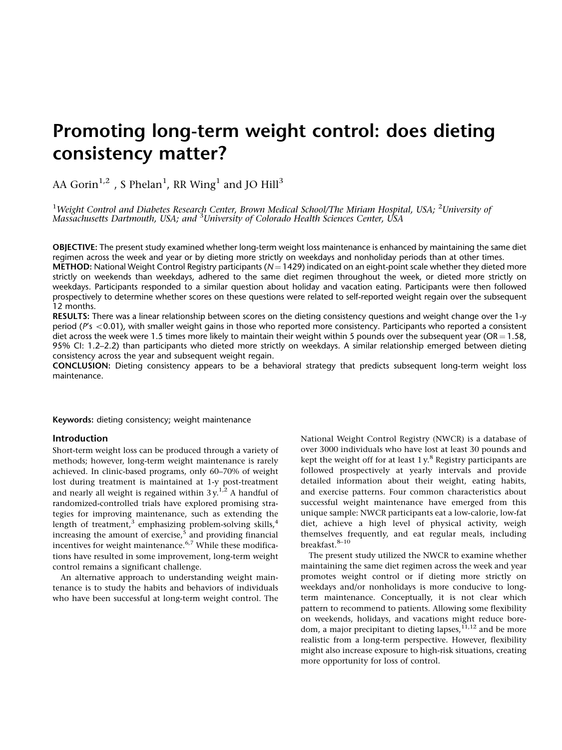# Promoting long-term weight control: does dieting consistency matter?

AA Gorin[1,2], S Phelan[1], RR Wing[1] and JO Hill[3]

[1]*Weight Control and Diabetes Research Center, Brown Medical School/The Miriam Hospital, USA;* [2]*University of Massachusetts Dartmouth, USA; and* [3]*University of Colorado Health Sciences Center, USA*

**OBJECTIVE:** The present study examined whether long-term weight loss maintenance is enhanced by maintaining the same diet regimen across the week and year or by dieting more strictly on weekdays and nonholiday periods than at other times.

**METHOD:** National Weight Control Registry participants ($N = 1429$) indicated on an eight-point scale whether they dieted more strictly on weekends than weekdays, adhered to the same diet regimen throughout the week, or dieted more strictly on weekdays. Participants responded to a similar question about holiday and vacation eating. Participants were then followed prospectively to determine whether scores on these questions were related to self-reported weight regain over the subsequent 12 months.

**RESULTS:** There was a linear relationship between scores on the dieting consistency questions and weight change over the 1-y period ($P$'s $< 0.01$), with smaller weight gains in those who reported more consistency. Participants who reported a consistent diet across the week were 1.5 times more likely to maintain their weight within 5 pounds over the subsequent year (OR = 1.58, 95% CI: 1.2–2.2) than participants who dieted more strictly on weekdays. A similar relationship emerged between dieting consistency across the year and subsequent weight regain.

**CONCLUSION:** Dieting consistency appears to be a behavioral strategy that predicts subsequent long-term weight loss maintenance.

**Keywords:** dieting consistency; weight maintenance

## Introduction

Short-term weight loss can be produced through a variety of methods; however, long-term weight maintenance is rarely achieved. In clinic-based programs, only 60–70% of weight lost during treatment is maintained at 1-y post-treatment and nearly all weight is regained within 3 y.[1,2] A handful of randomized-controlled trials have explored promising strategies for improving maintenance, such as extending the length of treatment,[3] emphasizing problem-solving skills,[4] increasing the amount of exercise,[5] and providing financial incentives for weight maintenance.[6,7] While these modifications have resulted in some improvement, long-term weight control remains a significant challenge.

An alternative approach to understanding weight maintenance is to study the habits and behaviors of individuals who have been successful at long-term weight control. The National Weight Control Registry (NWCR) is a database of over 3000 individuals who have lost at least 30 pounds and kept the weight off for at least 1 y.[8] Registry participants are followed prospectively at yearly intervals and provide detailed information about their weight, eating habits, and exercise patterns. Four common characteristics about successful weight maintenance have emerged from this unique sample: NWCR participants eat a low-calorie, low-fat diet, achieve a high level of physical activity, weigh themselves frequently, and eat regular meals, including breakfast.[8–10]

The present study utilized the NWCR to examine whether maintaining the same diet regimen across the week and year promotes weight control or if dieting more strictly on weekdays and/or nonholidays is more conducive to long-term maintenance. Conceptually, it is not clear which pattern to recommend to patients. Allowing some flexibility on weekends, holidays, and vacations might reduce boredom, a major precipitant to dieting lapses,[11,12] and be more realistic from a long-term perspective. However, flexibility might also increase exposure to high-risk situations, creating more opportunity for loss of control.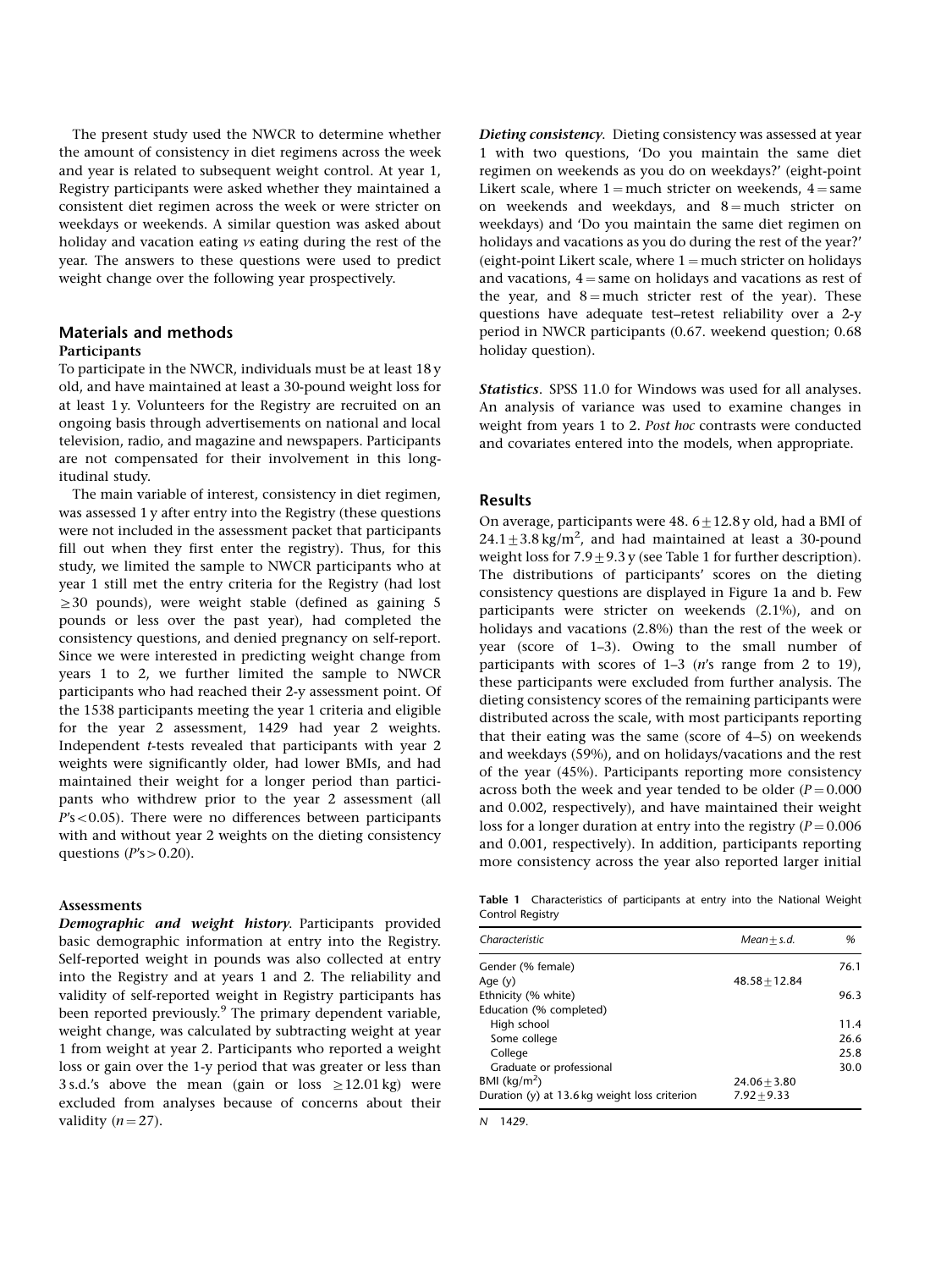The present study used the NWCR to determine whether the amount of consistency in diet regimens across the week and year is related to subsequent weight control. At year 1, Registry participants were asked whether they maintained a consistent diet regimen across the week or were stricter on weekdays or weekends. A similar question was asked about holiday and vacation eating *vs* eating during the rest of the year. The answers to these questions were used to predict weight change over the following year prospectively.

## Materials and methods

### Participants

To participate in the NWCR, individuals must be at least 18 y old, and have maintained at least a 30-pound weight loss for at least 1 y. Volunteers for the Registry are recruited on an ongoing basis through advertisements on national and local television, radio, and magazine and newspapers. Participants are not compensated for their involvement in this longitudinal study.

The main variable of interest, consistency in diet regimen, was assessed 1 y after entry into the Registry (these questions were not included in the assessment packet that participants fill out when they first enter the registry). Thus, for this study, we limited the sample to NWCR participants who at year 1 still met the entry criteria for the Registry (had lost $\geq$30 pounds), were weight stable (defined as gaining 5 pounds or less over the past year), had completed the consistency questions, and denied pregnancy on self-report. Since we were interested in predicting weight change from years 1 to 2, we further limited the sample to NWCR participants who had reached their 2-y assessment point. Of the 1538 participants meeting the year 1 criteria and eligible for the year 2 assessment, 1429 had year 2 weights. Independent *t*-tests revealed that participants with year 2 weights were significantly older, had lower BMIs, and had maintained their weight for a longer period than participants who withdrew prior to the year 2 assessment (all $P$'s$<0.05$). There were no differences between participants with and without year 2 weights on the dieting consistency questions ($P$'s$>0.20$).

### Assessments

***Demographic and weight history***. Participants provided basic demographic information at entry into the Registry. Self-reported weight in pounds was also collected at entry into the Registry and at years 1 and 2. The reliability and validity of self-reported weight in Registry participants has been reported previously.[9] The primary dependent variable, weight change, was calculated by subtracting weight at year 1 from weight at year 2. Participants who reported a weight loss or gain over the 1-y period that was greater or less than 3 s.d.'s above the mean (gain or loss $\geq$12.01 kg) were excluded from analyses because of concerns about their validity ($n=27$).

***Dieting consistency***. Dieting consistency was assessed at year 1 with two questions, 'Do you maintain the same diet regimen on weekends as you do on weekdays?' (eight-point Likert scale, where 1 = much stricter on weekends, 4 = same on weekends and weekdays, and 8 = much stricter on weekdays) and 'Do you maintain the same diet regimen on holidays and vacations as you do during the rest of the year?' (eight-point Likert scale, where 1 = much stricter on holidays and vacations, 4 = same on holidays and vacations as rest of the year, and 8 = much stricter rest of the year). These questions have adequate test–retest reliability over a 2-y period in NWCR participants (0.67. weekend question; 0.68 holiday question).

***Statistics***. SPSS 11.0 for Windows was used for all analyses. An analysis of variance was used to examine changes in weight from years 1 to 2. *Post hoc* contrasts were conducted and covariates entered into the models, when appropriate.

## Results

On average, participants were 48. $6\pm12.8$ y old, had a BMI of $24.1\pm3.8$ kg/m$^2$, and had maintained at least a 30-pound weight loss for $7.9\pm9.3$ y (see Table 1 for further description). The distributions of participants' scores on the dieting consistency questions are displayed in Figure 1a and b. Few participants were stricter on weekends (2.1%), and on holidays and vacations (2.8%) than the rest of the week or year (score of 1–3). Owing to the small number of participants with scores of 1–3 ($n$'s range from 2 to 19), these participants were excluded from further analysis. The dieting consistency scores of the remaining participants were distributed across the scale, with most participants reporting that their eating was the same (score of 4–5) on weekends and weekdays (59%), and on holidays/vacations and the rest of the year (45%). Participants reporting more consistency across both the week and year tended to be older ($P=0.000$ and 0.002, respectively), and have maintained their weight loss for a longer duration at entry into the registry ($P=0.006$ and 0.001, respectively). In addition, participants reporting more consistency across the year also reported larger initial

**Table 1** Characteristics of participants at entry into the National Weight Control Registry

| *Characteristic* | *Mean ± s.d.* | *%* |
|---|---|---|
| Gender (% female) | | 76.1 |
| Age (y) | $48.58\pm12.84$ | |
| Ethnicity (% white) | | 96.3 |
| Education (% completed) | | |
| High school | | 11.4 |
| Some college | | 26.6 |
| College | | 25.8 |
| Graduate or professional | | 30.0 |
| BMI (kg/m$^2$) | $24.06\pm3.80$ | |
| Duration (y) at 13.6 kg weight loss criterion | $7.92\pm9.33$ | |

*N* 1429.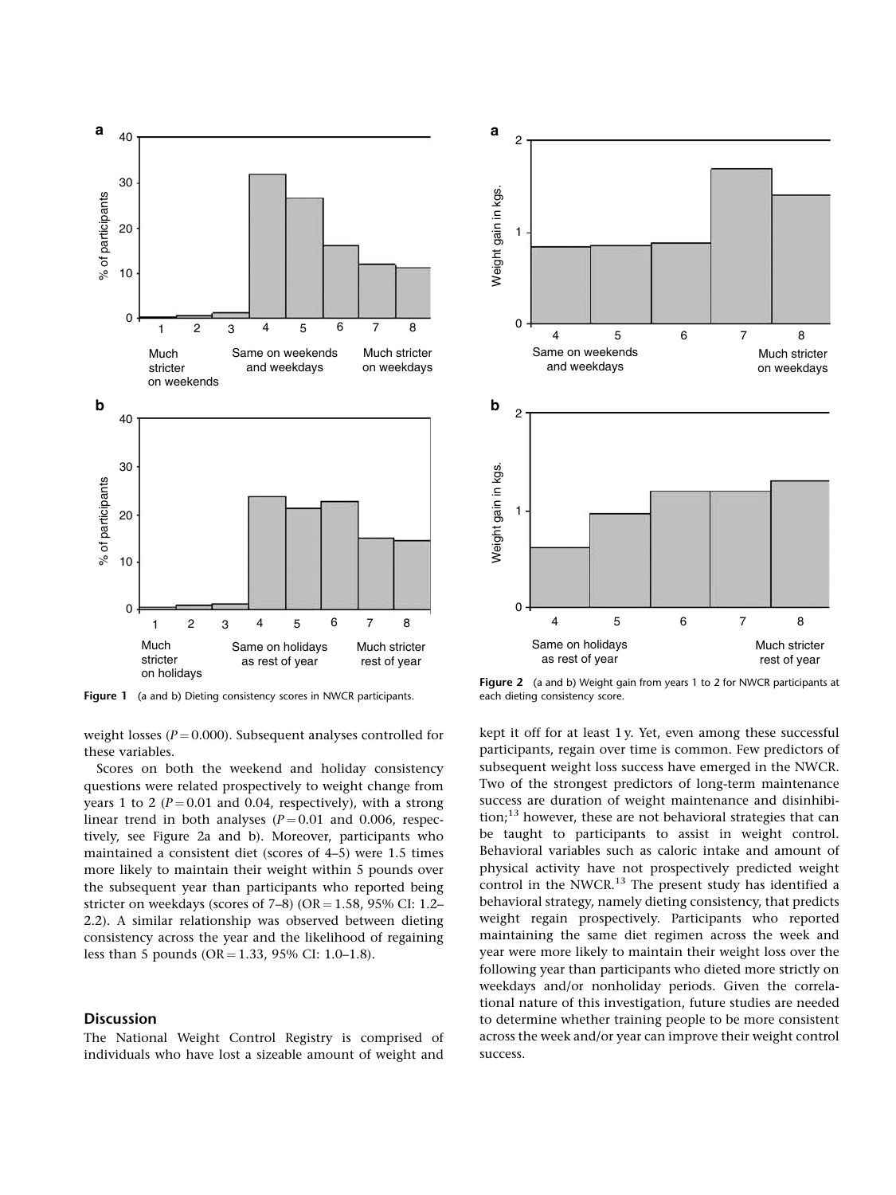Figure 1 (a and b) Dieting consistency scores in NWCR participants.

Figure 2 (a and b) Weight gain from years 1 to 2 for NWCR participants at each dieting consistency score.

weight losses ($P = 0.000$). Subsequent analyses controlled for these variables.

Scores on both the weekend and holiday consistency questions were related prospectively to weight change from years 1 to 2 ($P = 0.01$ and 0.04, respectively), with a strong linear trend in both analyses ($P = 0.01$ and 0.006, respectively, see Figure 2a and b). Moreover, participants who maintained a consistent diet (scores of 4–5) were 1.5 times more likely to maintain their weight within 5 pounds over the subsequent year than participants who reported being stricter on weekdays (scores of 7–8) (OR = 1.58, 95% CI: 1.2–2.2). A similar relationship was observed between dieting consistency across the year and the likelihood of regaining less than 5 pounds (OR = 1.33, 95% CI: 1.0–1.8).

## Discussion

The National Weight Control Registry is comprised of individuals who have lost a sizeable amount of weight and kept it off for at least 1 y. Yet, even among these successful participants, regain over time is common. Few predictors of subsequent weight loss success have emerged in the NWCR. Two of the strongest predictors of long-term maintenance success are duration of weight maintenance and disinhibition;[13] however, these are not behavioral strategies that can be taught to participants to assist in weight control. Behavioral variables such as caloric intake and amount of physical activity have not prospectively predicted weight control in the NWCR.[13] The present study has identified a behavioral strategy, namely dieting consistency, that predicts weight regain prospectively. Participants who reported maintaining the same diet regimen across the week and year were more likely to maintain their weight loss over the following year than participants who dieted more strictly on weekdays and/or nonholiday periods. Given the correlational nature of this investigation, future studies are needed to determine whether training people to be more consistent across the week and/or year can improve their weight control success.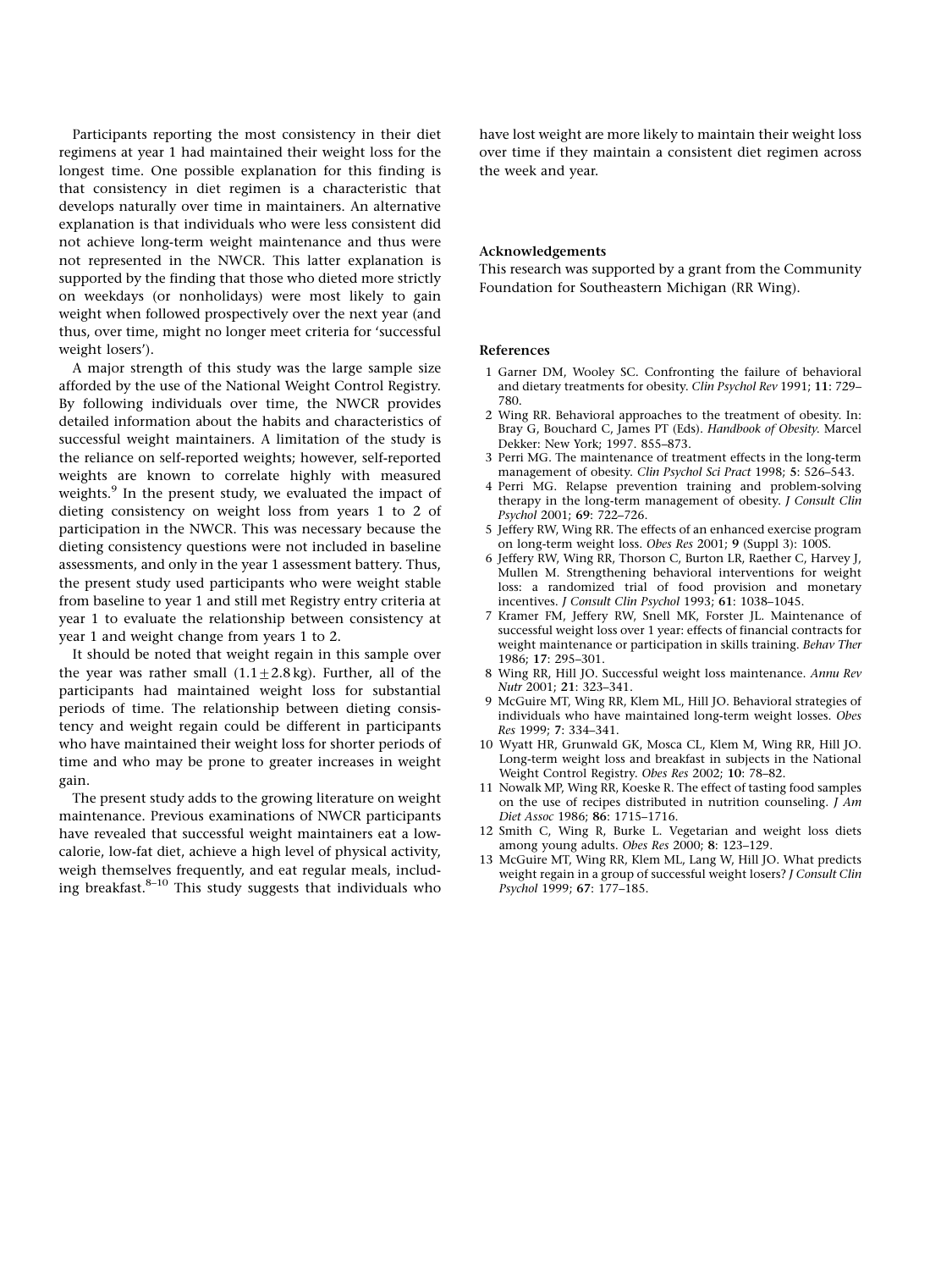Participants reporting the most consistency in their diet regimens at year 1 had maintained their weight loss for the longest time. One possible explanation for this finding is that consistency in diet regimen is a characteristic that develops naturally over time in maintainers. An alternative explanation is that individuals who were less consistent did not achieve long-term weight maintenance and thus were not represented in the NWCR. This latter explanation is supported by the finding that those who dieted more strictly on weekdays (or nonholidays) were most likely to gain weight when followed prospectively over the next year (and thus, over time, might no longer meet criteria for 'successful weight losers').

A major strength of this study was the large sample size afforded by the use of the National Weight Control Registry. By following individuals over time, the NWCR provides detailed information about the habits and characteristics of successful weight maintainers. A limitation of the study is the reliance on self-reported weights; however, self-reported weights are known to correlate highly with measured weights.[9] In the present study, we evaluated the impact of dieting consistency on weight loss from years 1 to 2 of participation in the NWCR. This was necessary because the dieting consistency questions were not included in baseline assessments, and only in the year 1 assessment battery. Thus, the present study used participants who were weight stable from baseline to year 1 and still met Registry entry criteria at year 1 to evaluate the relationship between consistency at year 1 and weight change from years 1 to 2.

It should be noted that weight regain in this sample over the year was rather small ($1.1 \pm 2.8$ kg). Further, all of the participants had maintained weight loss for substantial periods of time. The relationship between dieting consistency and weight regain could be different in participants who have maintained their weight loss for shorter periods of time and who may be prone to greater increases in weight gain.

The present study adds to the growing literature on weight maintenance. Previous examinations of NWCR participants have revealed that successful weight maintainers eat a low-calorie, low-fat diet, achieve a high level of physical activity, weigh themselves frequently, and eat regular meals, including breakfast.[8–10] This study suggests that individuals who have lost weight are more likely to maintain their weight loss over time if they maintain a consistent diet regimen across the week and year.

## Acknowledgements

This research was supported by a grant from the Community Foundation for Southeastern Michigan (RR Wing).

## References

1. Garner DM, Wooley SC. Confronting the failure of behavioral and dietary treatments for obesity. *Clin Psychol Rev* 1991; **11**: 729–780.
2. Wing RR. Behavioral approaches to the treatment of obesity. In: Bray G, Bouchard C, James PT (Eds). *Handbook of Obesity*. Marcel Dekker: New York; 1997. 855–873.
3. Perri MG. The maintenance of treatment effects in the long-term management of obesity. *Clin Psychol Sci Pract* 1998; **5**: 526–543.
4. Perri MG. Relapse prevention training and problem-solving therapy in the long-term management of obesity. *J Consult Clin Psychol* 2001; **69**: 722–726.
5. Jeffery RW, Wing RR. The effects of an enhanced exercise program on long-term weight loss. *Obes Res* 2001; **9** (Suppl 3): 100S.
6. Jeffery RW, Wing RR, Thorson C, Burton LR, Raether C, Harvey J, Mullen M. Strengthening behavioral interventions for weight loss: a randomized trial of food provision and monetary incentives. *J Consult Clin Psychol* 1993; **61**: 1038–1045.
7. Kramer FM, Jeffery RW, Snell MK, Forster JL. Maintenance of successful weight loss over 1 year: effects of financial contracts for weight maintenance or participation in skills training. *Behav Ther* 1986; **17**: 295–301.
8. Wing RR, Hill JO. Successful weight loss maintenance. *Annu Rev Nutr* 2001; **21**: 323–341.
9. McGuire MT, Wing RR, Klem ML, Hill JO. Behavioral strategies of individuals who have maintained long-term weight losses. *Obes Res* 1999; **7**: 334–341.
10. Wyatt HR, Grunwald GK, Mosca CL, Klem M, Wing RR, Hill JO. Long-term weight loss and breakfast in subjects in the National Weight Control Registry. *Obes Res* 2002; **10**: 78–82.
11. Nowalk MP, Wing RR, Koeske R. The effect of tasting food samples on the use of recipes distributed in nutrition counseling. *J Am Diet Assoc* 1986; **86**: 1715–1716.
12. Smith C, Wing R, Burke L. Vegetarian and weight loss diets among young adults. *Obes Res* 2000; **8**: 123–129.
13. McGuire MT, Wing RR, Klem ML, Lang W, Hill JO. What predicts weight regain in a group of successful weight losers? *J Consult Clin Psychol* 1999; **67**: 177–185.